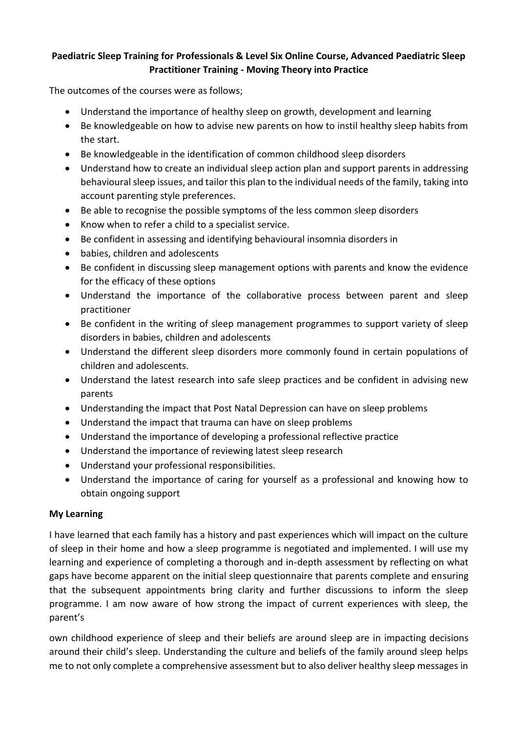**Paediatric Sleep Training for Professionals & Level Six Online Course, Advanced Paediatric Sleep Practitioner Training - Moving Theory into Practice**

The outcomes of the courses were as follows;

- Understand the importance of healthy sleep on growth, development and learning
- Be knowledgeable on how to advise new parents on how to instil healthy sleep habits from the start.
- Be knowledgeable in the identification of common childhood sleep disorders
- Understand how to create an individual sleep action plan and support parents in addressing behavioural sleep issues, and tailor this plan to the individual needs of the family, taking into account parenting style preferences.
- Be able to recognise the possible symptoms of the less common sleep disorders
- Know when to refer a child to a specialist service.
- Be confident in assessing and identifying behavioural insomnia disorders in
- babies, children and adolescents
- Be confident in discussing sleep management options with parents and know the evidence for the efficacy of these options
- Understand the importance of the collaborative process between parent and sleep practitioner
- Be confident in the writing of sleep management programmes to support variety of sleep disorders in babies, children and adolescents
- Understand the different sleep disorders more commonly found in certain populations of children and adolescents.
- Understand the latest research into safe sleep practices and be confident in advising new parents
- Understanding the impact that Post Natal Depression can have on sleep problems
- Understand the impact that trauma can have on sleep problems
- Understand the importance of developing a professional reflective practice
- Understand the importance of reviewing latest sleep research
- Understand your professional responsibilities.
- Understand the importance of caring for yourself as a professional and knowing how to obtain ongoing support

**My Learning**

I have learned that each family has a history and past experiences which will impact on the culture of sleep in their home and how a sleep programme is negotiated and implemented. I will use my learning and experience of completing a thorough and in-depth assessment by reflecting on what gaps have become apparent on the initial sleep questionnaire that parents complete and ensuring that the subsequent appointments bring clarity and further discussions to inform the sleep programme. I am now aware of how strong the impact of current experiences with sleep, the parent's

own childhood experience of sleep and their beliefs are around sleep are in impacting decisions around their child's sleep. Understanding the culture and beliefs of the family around sleep helps me to not only complete a comprehensive assessment but to also deliver healthy sleep messages in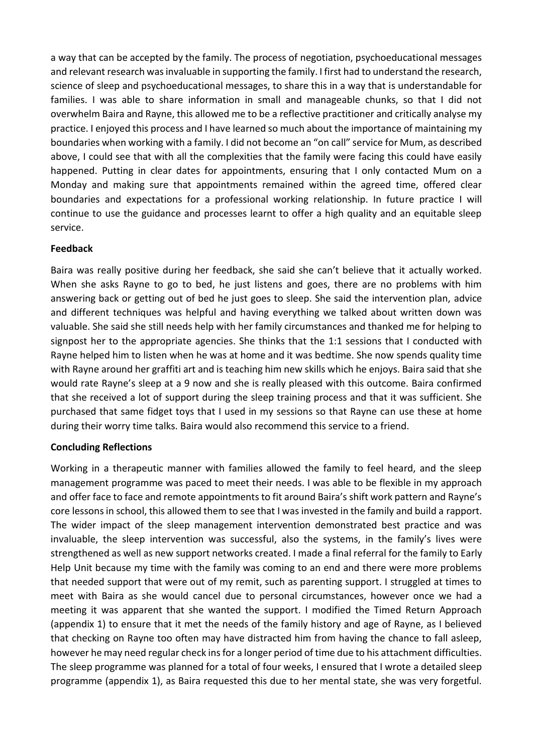a way that can be accepted by the family. The process of negotiation, psychoeducational messages and relevant research was invaluable in supporting the family. I first had to understand the research, science of sleep and psychoeducational messages, to share this in a way that is understandable for families. I was able to share information in small and manageable chunks, so that I did not overwhelm Baira and Rayne, this allowed me to be a reflective practitioner and critically analyse my practice. I enjoyed this process and I have learned so much about the importance of maintaining my boundaries when working with a family. I did not become an "on call" service for Mum, as described above, I could see that with all the complexities that the family were facing this could have easily happened. Putting in clear dates for appointments, ensuring that I only contacted Mum on a Monday and making sure that appointments remained within the agreed time, offered clear boundaries and expectations for a professional working relationship. In future practice I will continue to use the guidance and processes learnt to offer a high quality and an equitable sleep service.

**Feedback**

Baira was really positive during her feedback, she said she can't believe that it actually worked. When she asks Rayne to go to bed, he just listens and goes, there are no problems with him answering back or getting out of bed he just goes to sleep. She said the intervention plan, advice and different techniques was helpful and having everything we talked about written down was valuable. She said she still needs help with her family circumstances and thanked me for helping to signpost her to the appropriate agencies. She thinks that the 1:1 sessions that I conducted with Rayne helped him to listen when he was at home and it was bedtime. She now spends quality time with Rayne around her graffiti art and is teaching him new skills which he enjoys. Baira said that she would rate Rayne's sleep at a 9 now and she is really pleased with this outcome. Baira confirmed that she received a lot of support during the sleep training process and that it was sufficient. She purchased that same fidget toys that I used in my sessions so that Rayne can use these at home during their worry time talks. Baira would also recommend this service to a friend.

**Concluding Reflections**

Working in a therapeutic manner with families allowed the family to feel heard, and the sleep management programme was paced to meet their needs. I was able to be flexible in my approach and offer face to face and remote appointments to fit around Baira's shift work pattern and Rayne's core lessons in school, this allowed them to see that I was invested in the family and build a rapport. The wider impact of the sleep management intervention demonstrated best practice and was invaluable, the sleep intervention was successful, also the systems, in the family's lives were strengthened as well as new support networks created. I made a final referral for the family to Early Help Unit because my time with the family was coming to an end and there were more problems that needed support that were out of my remit, such as parenting support. I struggled at times to meet with Baira as she would cancel due to personal circumstances, however once we had a meeting it was apparent that she wanted the support. I modified the Timed Return Approach (appendix 1) to ensure that it met the needs of the family history and age of Rayne, as I believed that checking on Rayne too often may have distracted him from having the chance to fall asleep, however he may need regular check ins for a longer period of time due to his attachment difficulties. The sleep programme was planned for a total of four weeks, I ensured that I wrote a detailed sleep programme (appendix 1), as Baira requested this due to her mental state, she was very forgetful.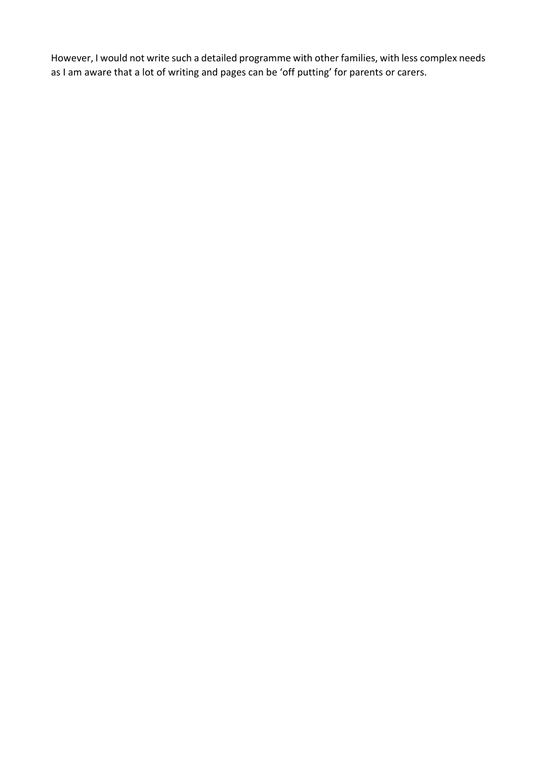However, I would not write such a detailed programme with other families, with less complex needs as I am aware that a lot of writing and pages can be 'off putting' for parents or carers.